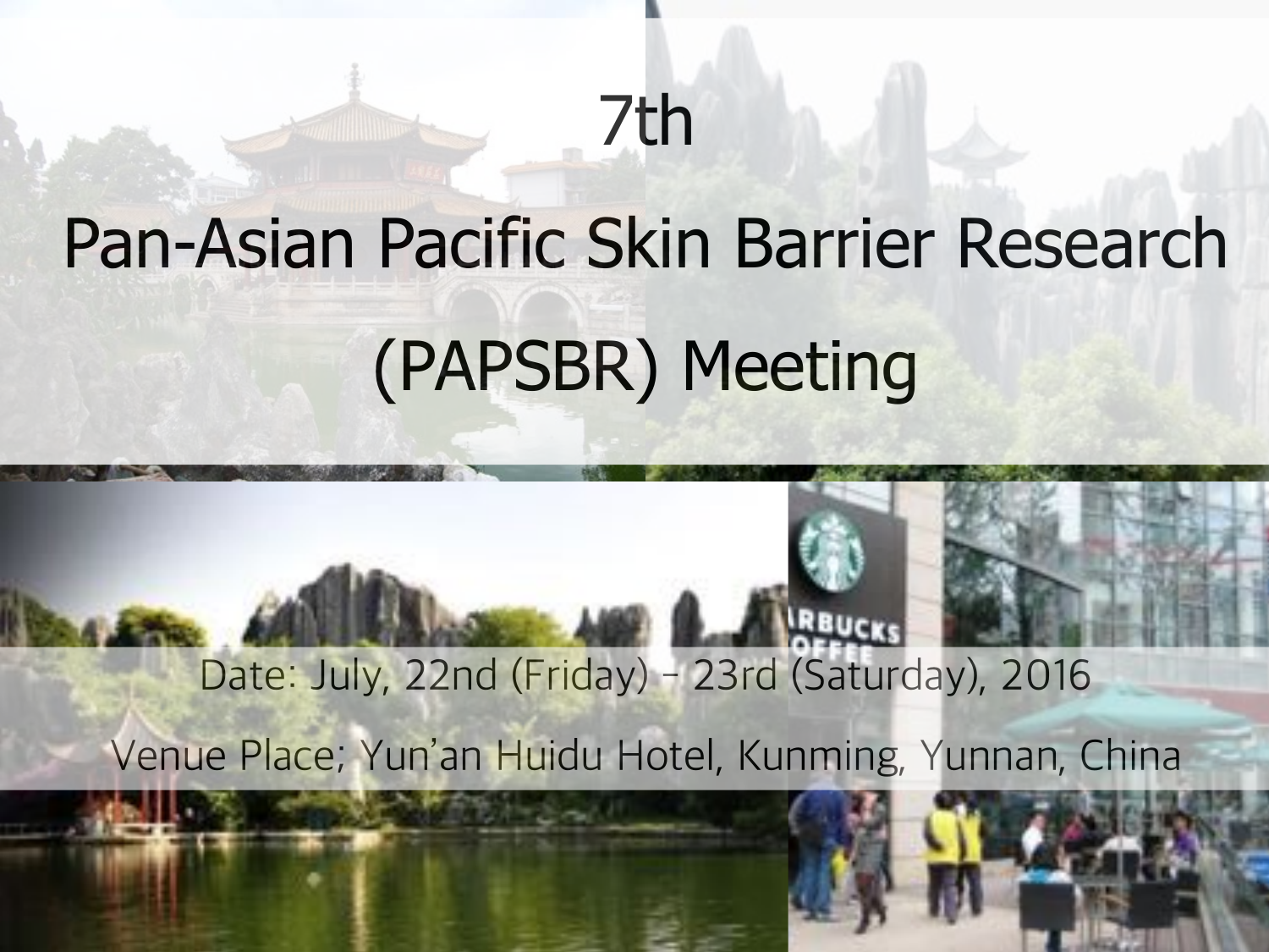# 7th

# Pan-Asian Pacific Skin Barrier Research (PAPSBR) Meeting

Date: July, 22nd (Friday) – 23rd (Saturday), 2016

Venue Place; Yun'an Huidu Hotel, Kunming, Yunnan, China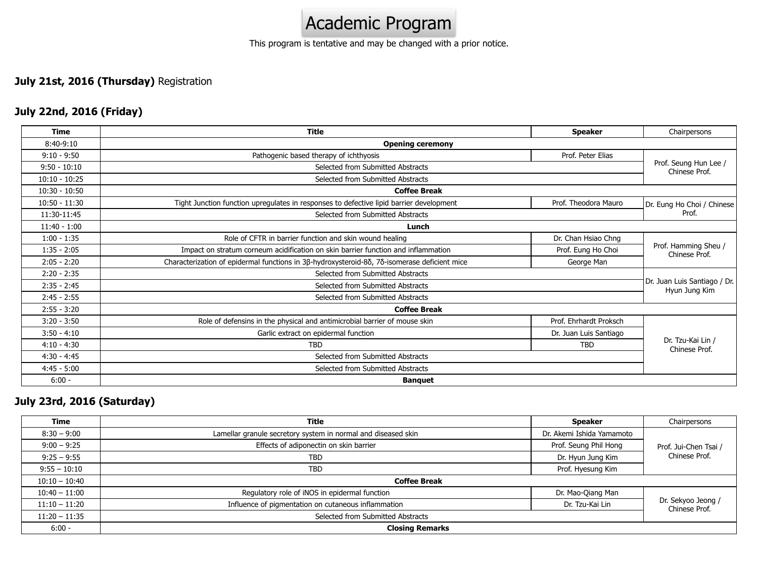# Academic Program

This program is tentative and may be changed with a prior notice.

**July 21st, 2016 (Thursday)** Registration

### July 22nd, 2016 (Friday)

| Time | Title | Speaker | Chairpersons |
|---|---|---|---|
| 8:40-9:10 | **Opening ceremony** | | |
| 9:10 - 9:50 | Pathogenic based therapy of ichthyosis | Prof. Peter Elias | Prof. Seung Hun Lee / Chinese Prof. |
| 9:50 - 10:10 | Selected from Submitted Abstracts | | |
| 10:10 - 10:25 | Selected from Submitted Abstracts | | |
| 10:30 - 10:50 | **Coffee Break** | | |
| 10:50 - 11:30 | Tight Junction function upregulates in responses to defective lipid barrier development | Prof. Theodora Mauro | Dr. Eung Ho Choi / Chinese Prof. |
| 11:30-11:45 | Selected from Submitted Abstracts | | |
| 11:40 - 1:00 | **Lunch** | | |
| 1:00 - 1:35 | Role of CFTR in barrier function and skin wound healing | Dr. Chan Hsiao Chng | Prof. Hamming Sheu / Chinese Prof. |
| 1:35 - 2:05 | Impact on stratum corneum acidification on skin barrier function and inflammation | Prof. Eung Ho Choi | |
| 2:05 - 2:20 | Characterization of epidermal functions in 3β-hydroxysteroid-8δ, 7δ-isomerase deficient mice | George Man | |
| 2:20 - 2:35 | Selected from Submitted Abstracts | | Dr. Juan Luis Santiago / Dr. Hyun Jung Kim |
| 2:35 - 2:45 | Selected from Submitted Abstracts | | |
| 2:45 - 2:55 | Selected from Submitted Abstracts | | |
| 2:55 - 3:20 | **Coffee Break** | | |
| 3:20 - 3:50 | Role of defensins in the physical and antimicrobial barrier of mouse skin | Prof. Ehrhardt Proksch | Dr. Tzu-Kai Lin / Chinese Prof. |
| 3:50 - 4:10 | Garlic extract on epidermal function | Dr. Juan Luis Santiago | |
| 4:10 - 4:30 | TBD | TBD | |
| 4:30 - 4:45 | Selected from Submitted Abstracts | | |
| 4:45 - 5:00 | Selected from Submitted Abstracts | | |
| 6:00 - | **Banquet** | | |

### July 23rd, 2016 (Saturday)

| Time | Title | Speaker | Chairpersons |
|---|---|---|---|
| 8:30 – 9:00 | Lamellar granule secretory system in normal and diseased skin | Dr. Akemi Ishida Yamamoto | Prof. Jui-Chen Tsai / Chinese Prof. |
| 9:00 – 9:25 | Effects of adiponectin on skin barrier | Prof. Seung Phil Hong | |
| 9:25 – 9:55 | TBD | Dr. Hyun Jung Kim | |
| 9:55 – 10:10 | TBD | Prof. Hyesung Kim | |
| 10:10 – 10:40 | **Coffee Break** | | |
| 10:40 – 11:00 | Regulatory role of iNOS in epidermal function | Dr. Mao-Qiang Man | Dr. Sekyoo Jeong / Chinese Prof. |
| 11:10 – 11:20 | Influence of pigmentation on cutaneous inflammation | Dr. Tzu-Kai Lin | |
| 11:20 – 11:35 | Selected from Submitted Abstracts | | |
| 6:00 - | **Closing Remarks** | | |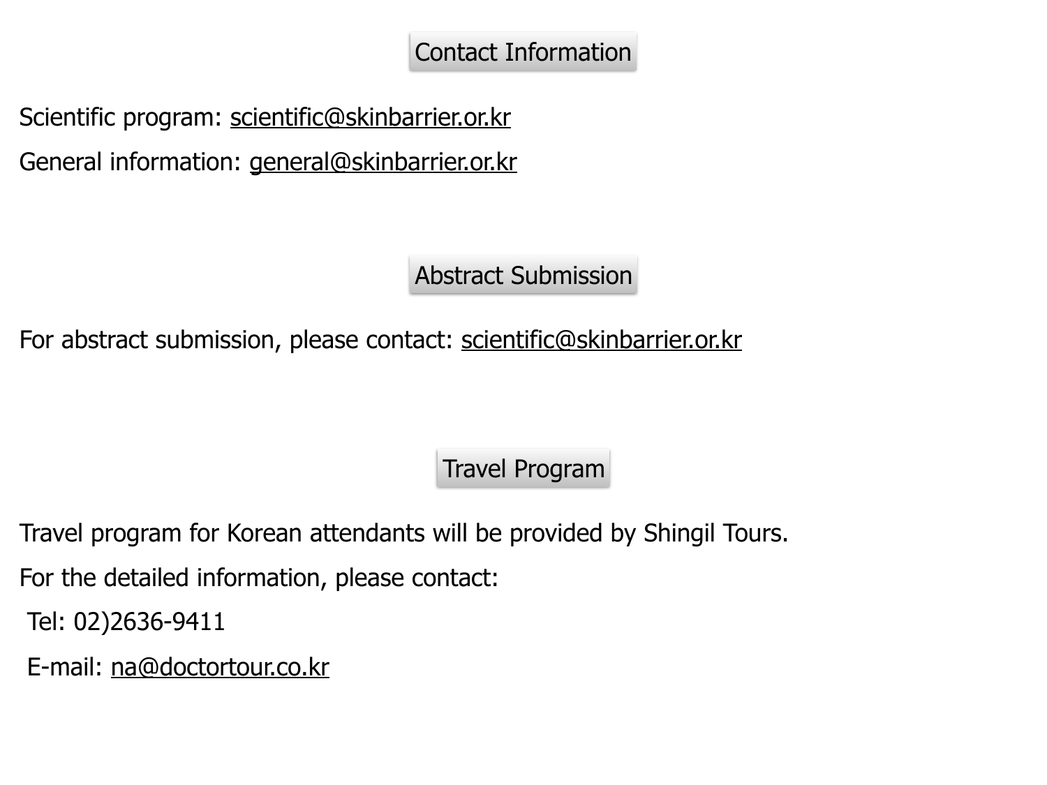## Contact Information

Scientific program: scientific@skinbarrier.or.kr

General information: general@skinbarrier.or.kr

## Abstract Submission

For abstract submission, please contact: scientific@skinbarrier.or.kr

## Travel Program

Travel program for Korean attendants will be provided by Shingil Tours.

For the detailed information, please contact:

Tel: 02)2636-9411

E-mail: na@doctortour.co.kr